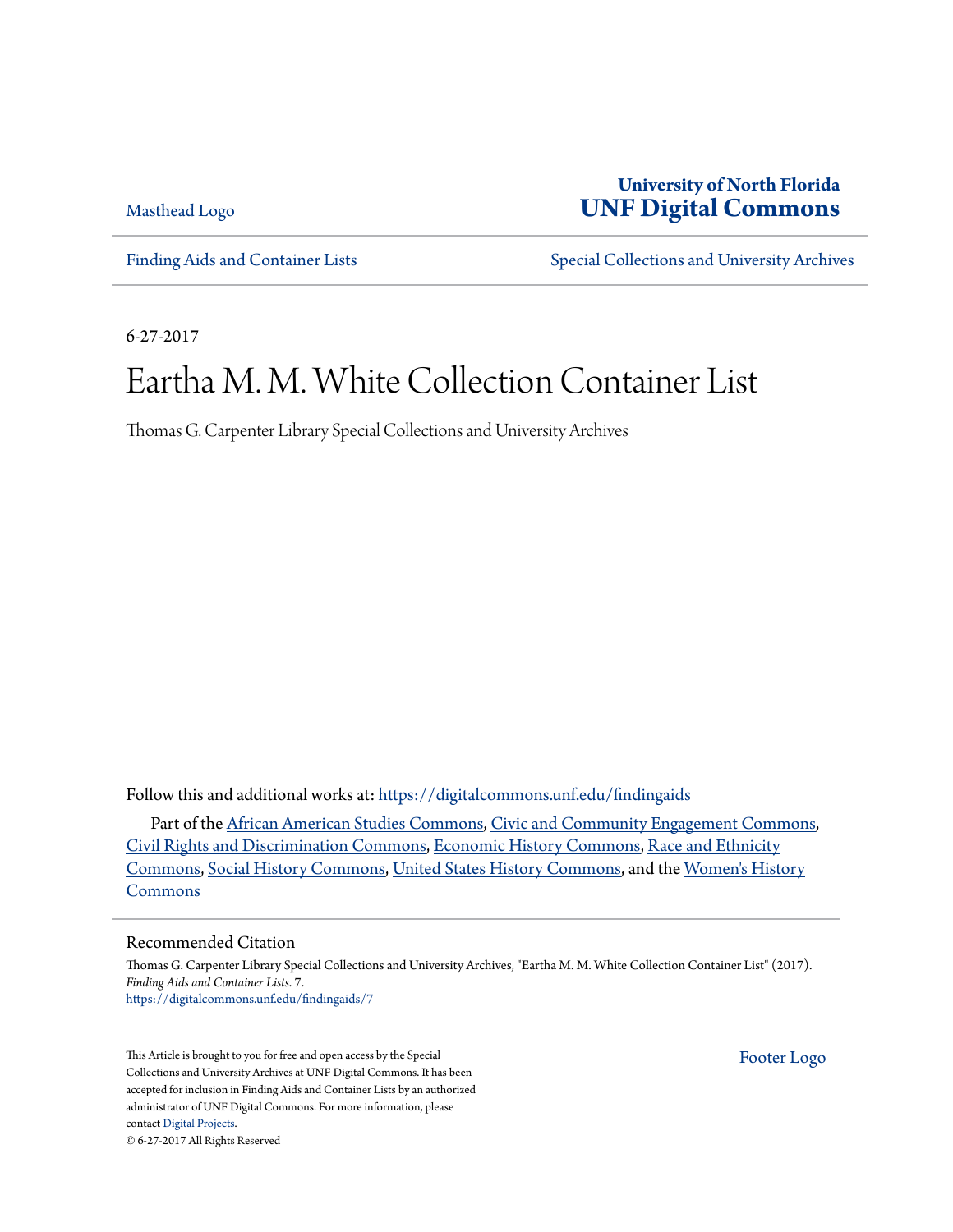Masthead Logo

**University of North Florida**
**UNF Digital Commons**

Finding Aids and Container Lists | Special Collections and University Archives

6-27-2017

# Eartha M. M. White Collection Container List

Thomas G. Carpenter Library Special Collections and University Archives

Follow this and additional works at: https://digitalcommons.unf.edu/findingaids

Part of the African American Studies Commons, Civic and Community Engagement Commons, Civil Rights and Discrimination Commons, Economic History Commons, Race and Ethnicity Commons, Social History Commons, United States History Commons, and the Women's History Commons

## Recommended Citation

Thomas G. Carpenter Library Special Collections and University Archives, "Eartha M. M. White Collection Container List" (2017). *Finding Aids and Container Lists*. 7.
https://digitalcommons.unf.edu/findingaids/7

This Article is brought to you for free and open access by the Special Collections and University Archives at UNF Digital Commons. It has been accepted for inclusion in Finding Aids and Container Lists by an authorized administrator of UNF Digital Commons. For more information, please contact Digital Projects.
© 6-27-2017 All Rights Reserved

Footer Logo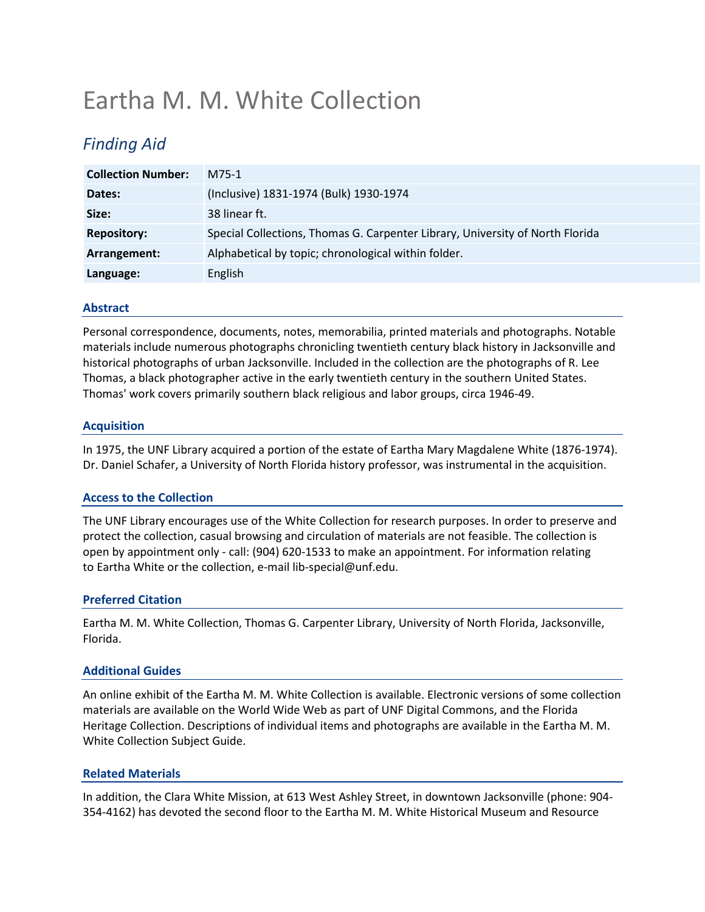# Eartha M. M. White Collection

## *Finding Aid*

| | |
|---|---|
| **Collection Number:** | M75-1 |
| **Dates:** | (Inclusive) 1831-1974 (Bulk) 1930-1974 |
| **Size:** | 38 linear ft. |
| **Repository:** | Special Collections, Thomas G. Carpenter Library, University of North Florida |
| **Arrangement:** | Alphabetical by topic; chronological within folder. |
| **Language:** | English |

### Abstract

Personal correspondence, documents, notes, memorabilia, printed materials and photographs. Notable materials include numerous photographs chronicling twentieth century black history in Jacksonville and historical photographs of urban Jacksonville. Included in the collection are the photographs of R. Lee Thomas, a black photographer active in the early twentieth century in the southern United States. Thomas' work covers primarily southern black religious and labor groups, circa 1946-49.

### Acquisition

In 1975, the UNF Library acquired a portion of the estate of Eartha Mary Magdalene White (1876-1974). Dr. Daniel Schafer, a University of North Florida history professor, was instrumental in the acquisition.

### Access to the Collection

The UNF Library encourages use of the White Collection for research purposes. In order to preserve and protect the collection, casual browsing and circulation of materials are not feasible. The collection is open by appointment only - call: (904) 620-1533 to make an appointment. For information relating to Eartha White or the collection, e-mail lib-special@unf.edu.

### Preferred Citation

Eartha M. M. White Collection, Thomas G. Carpenter Library, University of North Florida, Jacksonville, Florida.

### Additional Guides

An online exhibit of the Eartha M. M. White Collection is available. Electronic versions of some collection materials are available on the World Wide Web as part of UNF Digital Commons, and the Florida Heritage Collection. Descriptions of individual items and photographs are available in the Eartha M. M. White Collection Subject Guide.

### Related Materials

In addition, the Clara White Mission, at 613 West Ashley Street, in downtown Jacksonville (phone: 904-354-4162) has devoted the second floor to the Eartha M. M. White Historical Museum and Resource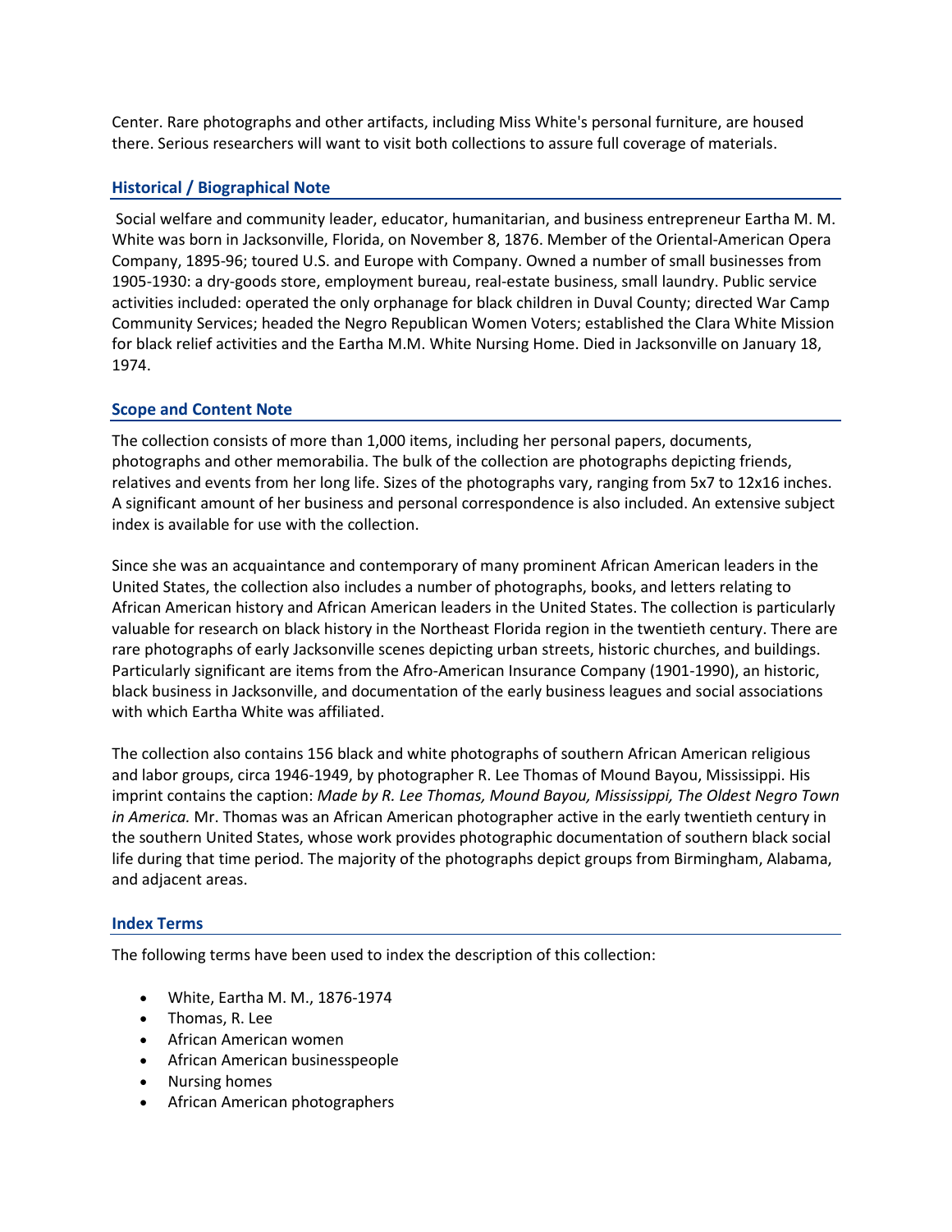Center. Rare photographs and other artifacts, including Miss White's personal furniture, are housed there. Serious researchers will want to visit both collections to assure full coverage of materials.

## Historical / Biographical Note

Social welfare and community leader, educator, humanitarian, and business entrepreneur Eartha M. M. White was born in Jacksonville, Florida, on November 8, 1876. Member of the Oriental-American Opera Company, 1895-96; toured U.S. and Europe with Company. Owned a number of small businesses from 1905-1930: a dry-goods store, employment bureau, real-estate business, small laundry. Public service activities included: operated the only orphanage for black children in Duval County; directed War Camp Community Services; headed the Negro Republican Women Voters; established the Clara White Mission for black relief activities and the Eartha M.M. White Nursing Home. Died in Jacksonville on January 18, 1974.

## Scope and Content Note

The collection consists of more than 1,000 items, including her personal papers, documents, photographs and other memorabilia. The bulk of the collection are photographs depicting friends, relatives and events from her long life. Sizes of the photographs vary, ranging from 5x7 to 12x16 inches. A significant amount of her business and personal correspondence is also included. An extensive subject index is available for use with the collection.

Since she was an acquaintance and contemporary of many prominent African American leaders in the United States, the collection also includes a number of photographs, books, and letters relating to African American history and African American leaders in the United States. The collection is particularly valuable for research on black history in the Northeast Florida region in the twentieth century. There are rare photographs of early Jacksonville scenes depicting urban streets, historic churches, and buildings. Particularly significant are items from the Afro-American Insurance Company (1901-1990), an historic, black business in Jacksonville, and documentation of the early business leagues and social associations with which Eartha White was affiliated.

The collection also contains 156 black and white photographs of southern African American religious and labor groups, circa 1946-1949, by photographer R. Lee Thomas of Mound Bayou, Mississippi. His imprint contains the caption: *Made by R. Lee Thomas, Mound Bayou, Mississippi, The Oldest Negro Town in America.* Mr. Thomas was an African American photographer active in the early twentieth century in the southern United States, whose work provides photographic documentation of southern black social life during that time period. The majority of the photographs depict groups from Birmingham, Alabama, and adjacent areas.

## Index Terms

The following terms have been used to index the description of this collection:

- White, Eartha M. M., 1876-1974
- Thomas, R. Lee
- African American women
- African American businesspeople
- Nursing homes
- African American photographers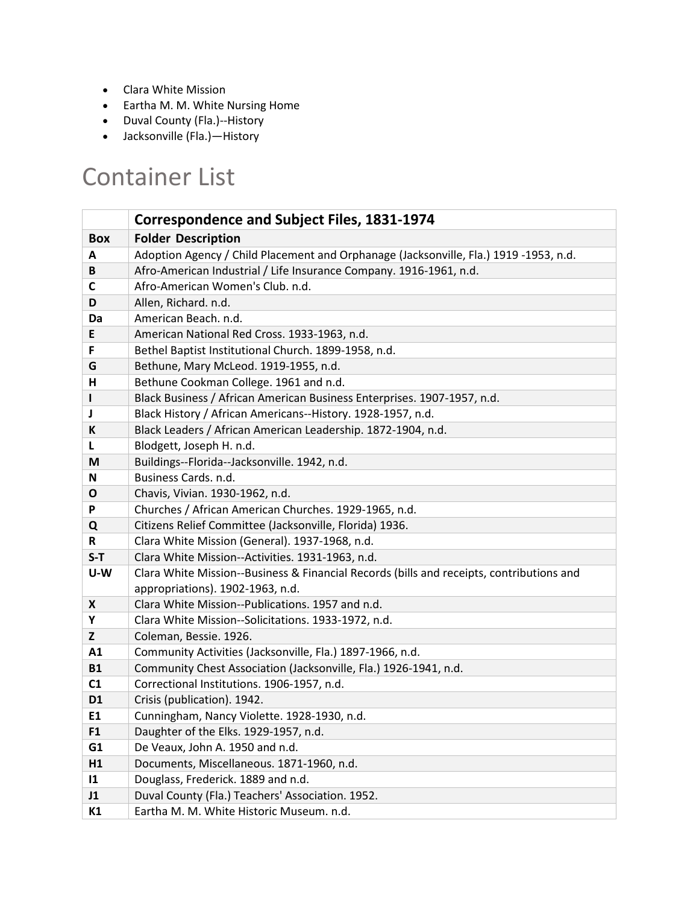- Clara White Mission
- Eartha M. M. White Nursing Home
- Duval County (Fla.)--History
- Jacksonville (Fla.)—History

# Container List

| | **Correspondence and Subject Files, 1831-1974** |
|---|---|
| **Box** | **Folder Description** |
| **A** | Adoption Agency / Child Placement and Orphanage (Jacksonville, Fla.) 1919 -1953, n.d. |
| **B** | Afro-American Industrial / Life Insurance Company. 1916-1961, n.d. |
| **C** | Afro-American Women's Club. n.d. |
| **D** | Allen, Richard. n.d. |
| **Da** | American Beach. n.d. |
| **E** | American National Red Cross. 1933-1963, n.d. |
| **F** | Bethel Baptist Institutional Church. 1899-1958, n.d. |
| **G** | Bethune, Mary McLeod. 1919-1955, n.d. |
| **H** | Bethune Cookman College. 1961 and n.d. |
| **I** | Black Business / African American Business Enterprises. 1907-1957, n.d. |
| **J** | Black History / African Americans--History. 1928-1957, n.d. |
| **K** | Black Leaders / African American Leadership. 1872-1904, n.d. |
| **L** | Blodgett, Joseph H. n.d. |
| **M** | Buildings--Florida--Jacksonville. 1942, n.d. |
| **N** | Business Cards. n.d. |
| **O** | Chavis, Vivian. 1930-1962, n.d. |
| **P** | Churches / African American Churches. 1929-1965, n.d. |
| **Q** | Citizens Relief Committee (Jacksonville, Florida) 1936. |
| **R** | Clara White Mission (General). 1937-1968, n.d. |
| **S-T** | Clara White Mission--Activities. 1931-1963, n.d. |
| **U-W** | Clara White Mission--Business & Financial Records (bills and receipts, contributions and appropriations). 1902-1963, n.d. |
| **X** | Clara White Mission--Publications. 1957 and n.d. |
| **Y** | Clara White Mission--Solicitations. 1933-1972, n.d. |
| **Z** | Coleman, Bessie. 1926. |
| **A1** | Community Activities (Jacksonville, Fla.) 1897-1966, n.d. |
| **B1** | Community Chest Association (Jacksonville, Fla.) 1926-1941, n.d. |
| **C1** | Correctional Institutions. 1906-1957, n.d. |
| **D1** | Crisis (publication). 1942. |
| **E1** | Cunningham, Nancy Violette. 1928-1930, n.d. |
| **F1** | Daughter of the Elks. 1929-1957, n.d. |
| **G1** | De Veaux, John A. 1950 and n.d. |
| **H1** | Documents, Miscellaneous. 1871-1960, n.d. |
| **I1** | Douglass, Frederick. 1889 and n.d. |
| **J1** | Duval County (Fla.) Teachers' Association. 1952. |
| **K1** | Eartha M. M. White Historic Museum. n.d. |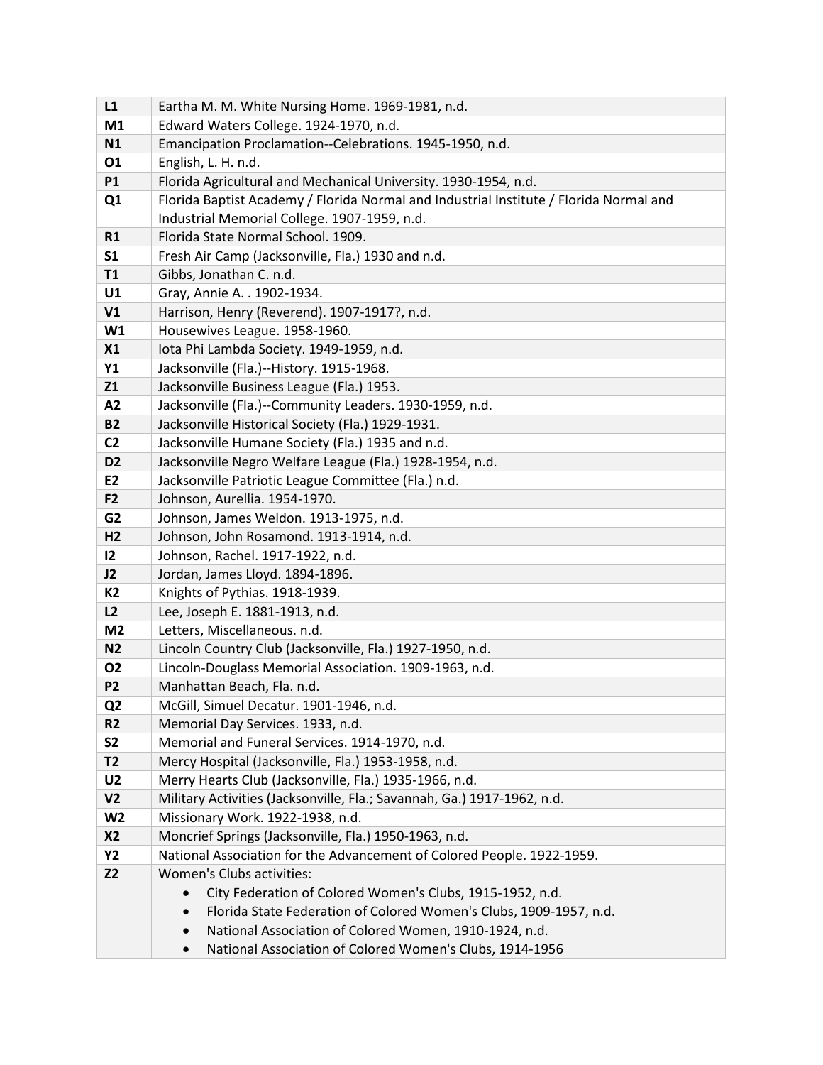| | |
|---|---|
| **L1** | Eartha M. M. White Nursing Home. 1969-1981, n.d. |
| **M1** | Edward Waters College. 1924-1970, n.d. |
| **N1** | Emancipation Proclamation--Celebrations. 1945-1950, n.d. |
| **O1** | English, L. H. n.d. |
| **P1** | Florida Agricultural and Mechanical University. 1930-1954, n.d. |
| **Q1** | Florida Baptist Academy / Florida Normal and Industrial Institute / Florida Normal and Industrial Memorial College. 1907-1959, n.d. |
| **R1** | Florida State Normal School. 1909. |
| **S1** | Fresh Air Camp (Jacksonville, Fla.) 1930 and n.d. |
| **T1** | Gibbs, Jonathan C. n.d. |
| **U1** | Gray, Annie A. . 1902-1934. |
| **V1** | Harrison, Henry (Reverend). 1907-1917?, n.d. |
| **W1** | Housewives League. 1958-1960. |
| **X1** | Iota Phi Lambda Society. 1949-1959, n.d. |
| **Y1** | Jacksonville (Fla.)--History. 1915-1968. |
| **Z1** | Jacksonville Business League (Fla.) 1953. |
| **A2** | Jacksonville (Fla.)--Community Leaders. 1930-1959, n.d. |
| **B2** | Jacksonville Historical Society (Fla.) 1929-1931. |
| **C2** | Jacksonville Humane Society (Fla.) 1935 and n.d. |
| **D2** | Jacksonville Negro Welfare League (Fla.) 1928-1954, n.d. |
| **E2** | Jacksonville Patriotic League Committee (Fla.) n.d. |
| **F2** | Johnson, Aurellia. 1954-1970. |
| **G2** | Johnson, James Weldon. 1913-1975, n.d. |
| **H2** | Johnson, John Rosamond. 1913-1914, n.d. |
| **I2** | Johnson, Rachel. 1917-1922, n.d. |
| **J2** | Jordan, James Lloyd. 1894-1896. |
| **K2** | Knights of Pythias. 1918-1939. |
| **L2** | Lee, Joseph E. 1881-1913, n.d. |
| **M2** | Letters, Miscellaneous. n.d. |
| **N2** | Lincoln Country Club (Jacksonville, Fla.) 1927-1950, n.d. |
| **O2** | Lincoln-Douglass Memorial Association. 1909-1963, n.d. |
| **P2** | Manhattan Beach, Fla. n.d. |
| **Q2** | McGill, Simuel Decatur. 1901-1946, n.d. |
| **R2** | Memorial Day Services. 1933, n.d. |
| **S2** | Memorial and Funeral Services. 1914-1970, n.d. |
| **T2** | Mercy Hospital (Jacksonville, Fla.) 1953-1958, n.d. |
| **U2** | Merry Hearts Club (Jacksonville, Fla.) 1935-1966, n.d. |
| **V2** | Military Activities (Jacksonville, Fla.; Savannah, Ga.) 1917-1962, n.d. |
| **W2** | Missionary Work. 1922-1938, n.d. |
| **X2** | Moncrief Springs (Jacksonville, Fla.) 1950-1963, n.d. |
| **Y2** | National Association for the Advancement of Colored People. 1922-1959. |
| **Z2** | Women's Clubs activities:<br>• City Federation of Colored Women's Clubs, 1915-1952, n.d.<br>• Florida State Federation of Colored Women's Clubs, 1909-1957, n.d.<br>• National Association of Colored Women, 1910-1924, n.d.<br>• National Association of Colored Women's Clubs, 1914-1956 |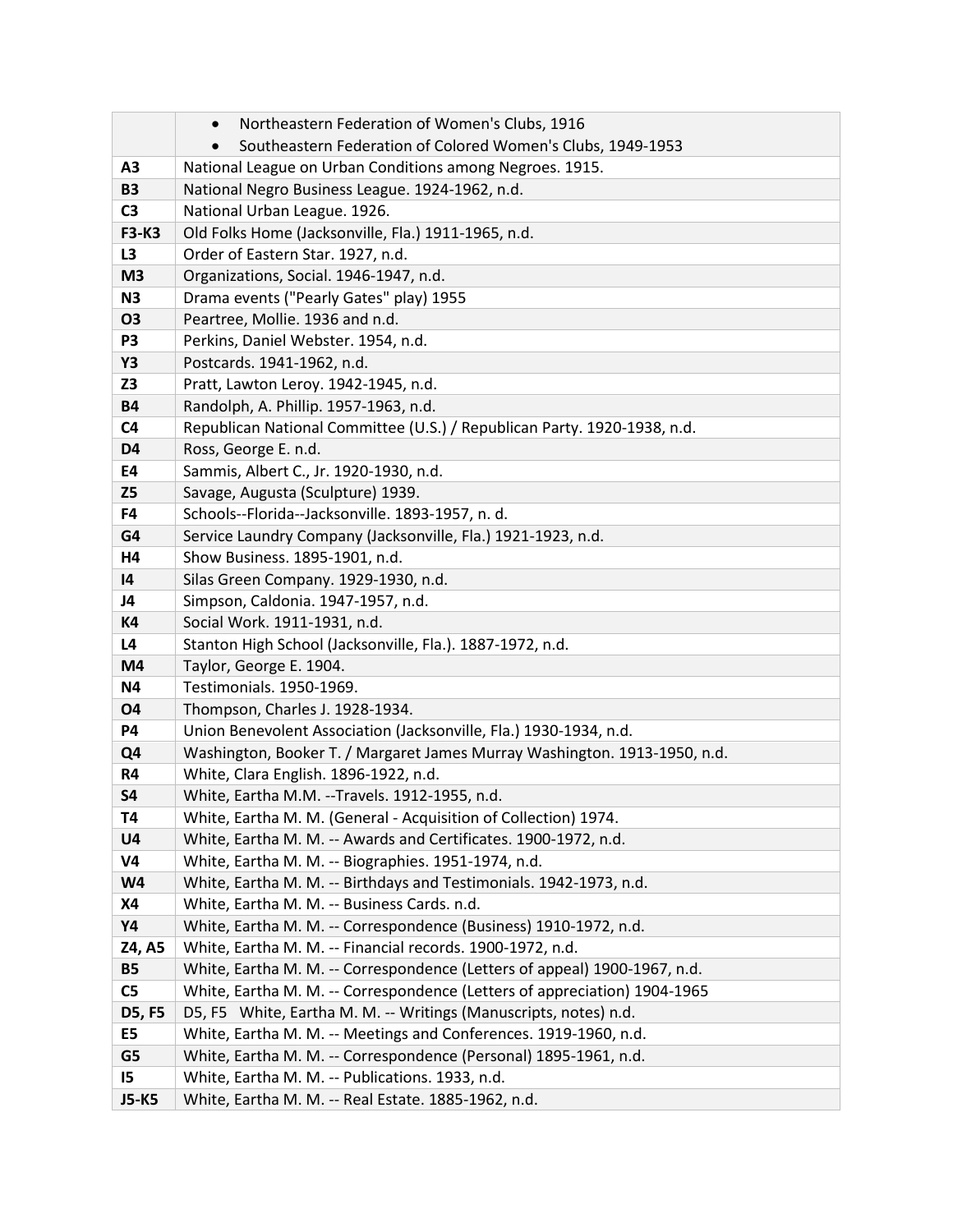| | |
|---|---|
| | • Northeastern Federation of Women's Clubs, 1916<br>• Southeastern Federation of Colored Women's Clubs, 1949-1953 |
| **A3** | National League on Urban Conditions among Negroes. 1915. |
| **B3** | National Negro Business League. 1924-1962, n.d. |
| **C3** | National Urban League. 1926. |
| **F3-K3** | Old Folks Home (Jacksonville, Fla.) 1911-1965, n.d. |
| **L3** | Order of Eastern Star. 1927, n.d. |
| **M3** | Organizations, Social. 1946-1947, n.d. |
| **N3** | Drama events ("Pearly Gates" play) 1955 |
| **O3** | Peartree, Mollie. 1936 and n.d. |
| **P3** | Perkins, Daniel Webster. 1954, n.d. |
| **Y3** | Postcards. 1941-1962, n.d. |
| **Z3** | Pratt, Lawton Leroy. 1942-1945, n.d. |
| **B4** | Randolph, A. Phillip. 1957-1963, n.d. |
| **C4** | Republican National Committee (U.S.) / Republican Party. 1920-1938, n.d. |
| **D4** | Ross, George E. n.d. |
| **E4** | Sammis, Albert C., Jr. 1920-1930, n.d. |
| **Z5** | Savage, Augusta (Sculpture) 1939. |
| **F4** | Schools--Florida--Jacksonville. 1893-1957, n. d. |
| **G4** | Service Laundry Company (Jacksonville, Fla.) 1921-1923, n.d. |
| **H4** | Show Business. 1895-1901, n.d. |
| **I4** | Silas Green Company. 1929-1930, n.d. |
| **J4** | Simpson, Caldonia. 1947-1957, n.d. |
| **K4** | Social Work. 1911-1931, n.d. |
| **L4** | Stanton High School (Jacksonville, Fla.). 1887-1972, n.d. |
| **M4** | Taylor, George E. 1904. |
| **N4** | Testimonials. 1950-1969. |
| **O4** | Thompson, Charles J. 1928-1934. |
| **P4** | Union Benevolent Association (Jacksonville, Fla.) 1930-1934, n.d. |
| **Q4** | Washington, Booker T. / Margaret James Murray Washington. 1913-1950, n.d. |
| **R4** | White, Clara English. 1896-1922, n.d. |
| **S4** | White, Eartha M.M. --Travels. 1912-1955, n.d. |
| **T4** | White, Eartha M. M. (General - Acquisition of Collection) 1974. |
| **U4** | White, Eartha M. M. -- Awards and Certificates. 1900-1972, n.d. |
| **V4** | White, Eartha M. M. -- Biographies. 1951-1974, n.d. |
| **W4** | White, Eartha M. M. -- Birthdays and Testimonials. 1942-1973, n.d. |
| **X4** | White, Eartha M. M. -- Business Cards. n.d. |
| **Y4** | White, Eartha M. M. -- Correspondence (Business) 1910-1972, n.d. |
| **Z4, A5** | White, Eartha M. M. -- Financial records. 1900-1972, n.d. |
| **B5** | White, Eartha M. M. -- Correspondence (Letters of appeal) 1900-1967, n.d. |
| **C5** | White, Eartha M. M. -- Correspondence (Letters of appreciation) 1904-1965 |
| **D5, F5** | D5, F5 White, Eartha M. M. -- Writings (Manuscripts, notes) n.d. |
| **E5** | White, Eartha M. M. -- Meetings and Conferences. 1919-1960, n.d. |
| **G5** | White, Eartha M. M. -- Correspondence (Personal) 1895-1961, n.d. |
| **I5** | White, Eartha M. M. -- Publications. 1933, n.d. |
| **J5-K5** | White, Eartha M. M. -- Real Estate. 1885-1962, n.d. |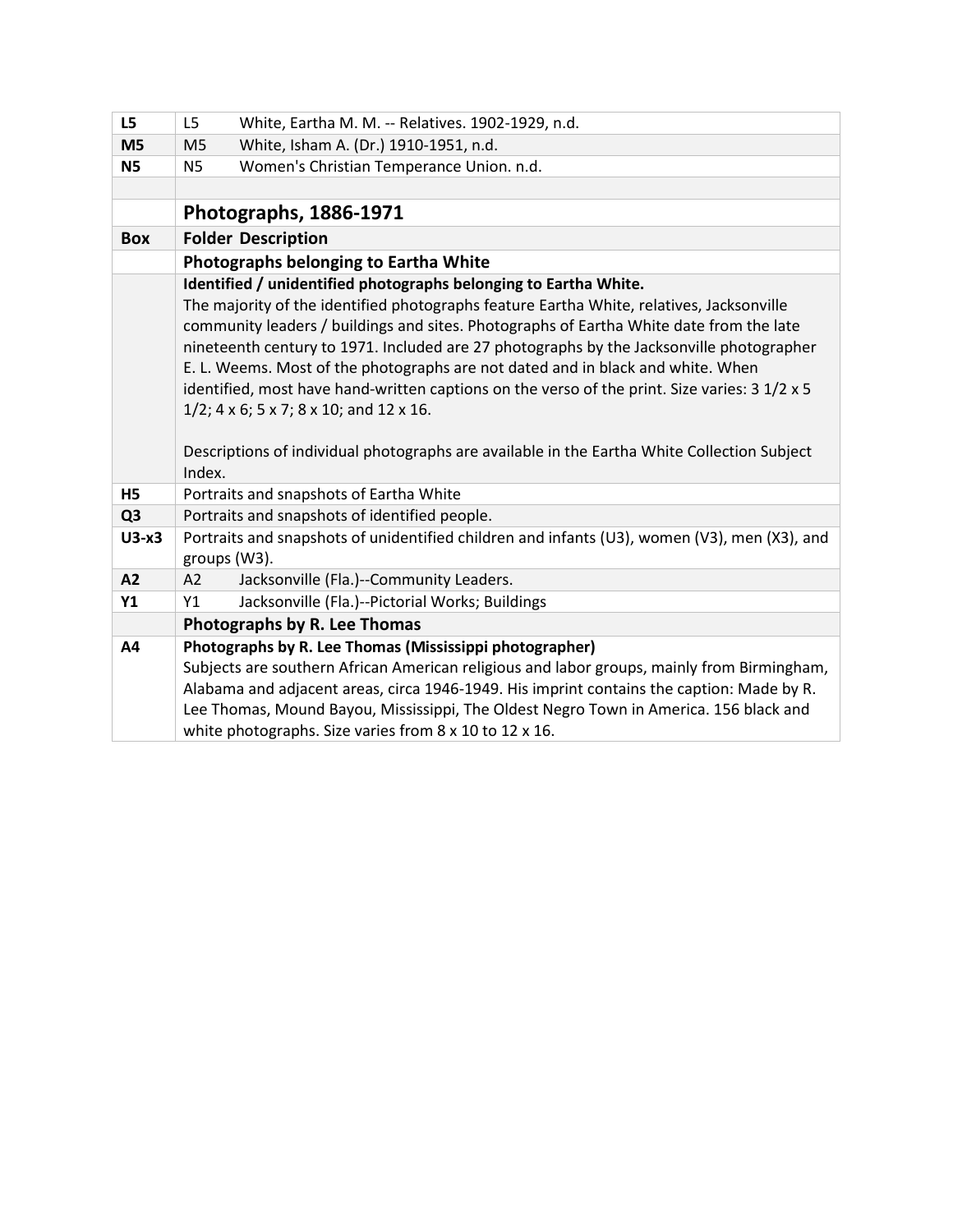| | |
|---|---|
| **L5** | L5 White, Eartha M. M. -- Relatives. 1902-1929, n.d. |
| **M5** | M5 White, Isham A. (Dr.) 1910-1951, n.d. |
| **N5** | N5 Women's Christian Temperance Union. n.d. |
| | |
| | **Photographs, 1886-1971** |
| **Box** | **Folder Description** |
| | **Photographs belonging to Eartha White** |
| | **Identified / unidentified photographs belonging to Eartha White.** The majority of the identified photographs feature Eartha White, relatives, Jacksonville community leaders / buildings and sites. Photographs of Eartha White date from the late nineteenth century to 1971. Included are 27 photographs by the Jacksonville photographer E. L. Weems. Most of the photographs are not dated and in black and white. When identified, most have hand-written captions on the verso of the print. Size varies: 3 1/2 x 5 1/2; 4 x 6; 5 x 7; 8 x 10; and 12 x 16.<br><br>Descriptions of individual photographs are available in the Eartha White Collection Subject Index. |
| **H5** | Portraits and snapshots of Eartha White |
| **Q3** | Portraits and snapshots of identified people. |
| **U3-x3** | Portraits and snapshots of unidentified children and infants (U3), women (V3), men (X3), and groups (W3). |
| **A2** | A2 Jacksonville (Fla.)--Community Leaders. |
| **Y1** | Y1 Jacksonville (Fla.)--Pictorial Works; Buildings |
| | **Photographs by R. Lee Thomas** |
| **A4** | **Photographs by R. Lee Thomas (Mississippi photographer)** Subjects are southern African American religious and labor groups, mainly from Birmingham, Alabama and adjacent areas, circa 1946-1949. His imprint contains the caption: Made by R. Lee Thomas, Mound Bayou, Mississippi, The Oldest Negro Town in America. 156 black and white photographs. Size varies from 8 x 10 to 12 x 16. |